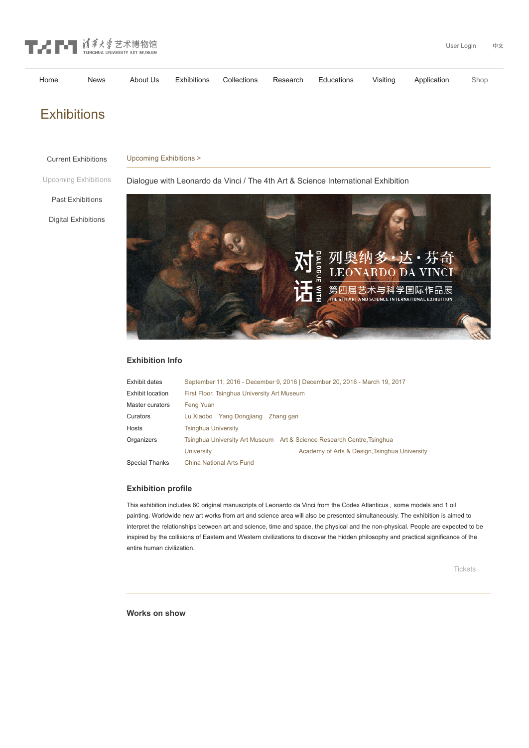TSINGHUA UNIVERSITY ART MUSEUM 清华大学艺术博物馆

User Login 中文

Home | News | About Us | Exhibitions | Collections | Research | Educations | Visiting | Application | Shop

# Exhibitions

- Current Exhibitions
- Upcoming Exhibitions
- Past Exhibitions
- Digital Exhibitions

Upcoming Exhibitions >

## Dialogue with Leonardo da Vinci / The 4th Art & Science International Exhibition

### Exhibition Info

| | |
|---|---|
| Exhibit dates | September 11, 2016 - December 9, 2016 \| December 20, 2016 - March 19, 2017 |
| Exhibit location | First Floor, Tsinghua University Art Museum |
| Master curators | Feng Yuan |
| Curators | Lu Xiaobo Yang Dongjiang Zhang gan |
| Hosts | Tsinghua University |
| Organizers | Tsinghua University Art Museum Art & Science Research Centre,Tsinghua University Academy of Arts & Design,Tsinghua University |
| Special Thanks | China National Arts Fund |

### Exhibition profile

This exhibition includes 60 original manuscripts of Leonardo da Vinci from the Codex Atlanticus , some models and 1 oil painting. Worldwide new art works from art and science area will also be presented simultaneously. The exhibition is aimed to interpret the relationships between art and science, time and space, the physical and the non-physical. People are expected to be inspired by the collisions of Eastern and Western civilizations to discover the hidden philosophy and practical significance of the entire human civilization.

Tickets

### Works on show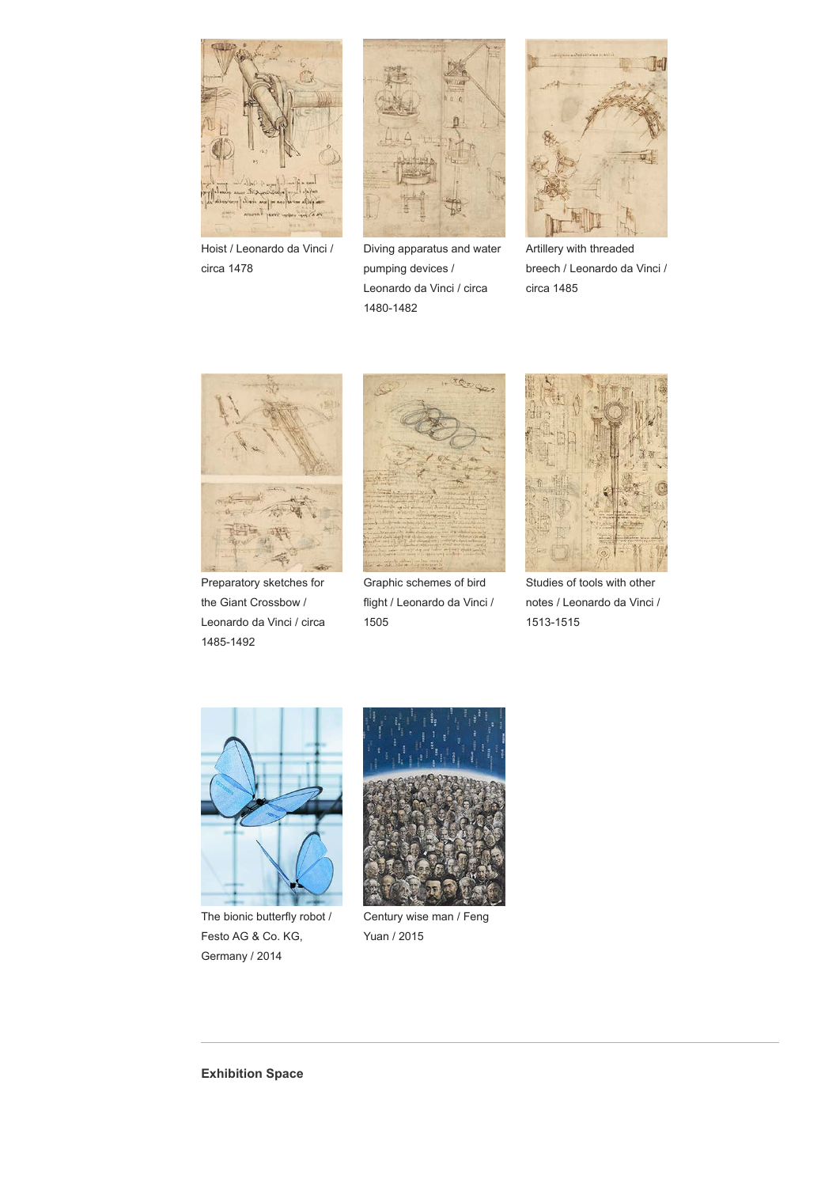Hoist / Leonardo da Vinci / circa 1478

Diving apparatus and water pumping devices / Leonardo da Vinci / circa 1480-1482

Artillery with threaded breech / Leonardo da Vinci / circa 1485

Preparatory sketches for the Giant Crossbow / Leonardo da Vinci / circa 1485-1492

Graphic schemes of bird flight / Leonardo da Vinci / 1505

Studies of tools with other notes / Leonardo da Vinci / 1513-1515

The bionic butterfly robot / Festo AG & Co. KG, Germany / 2014

Century wise man / Feng Yuan / 2015

---

**Exhibition Space**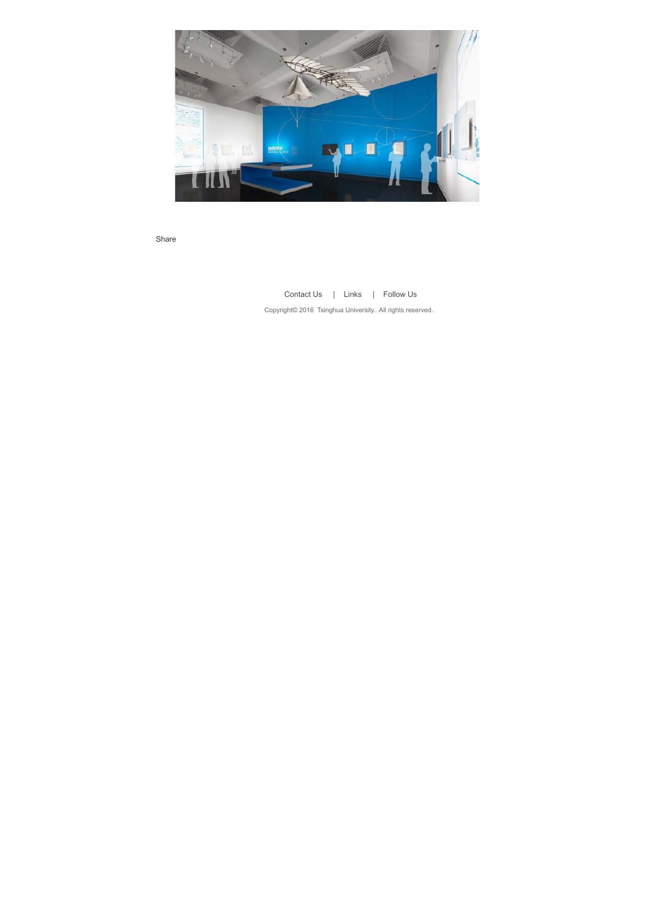Share

Contact Us | Links | Follow Us

Copyright© 2016 Tsinghua University. All rights reserved.